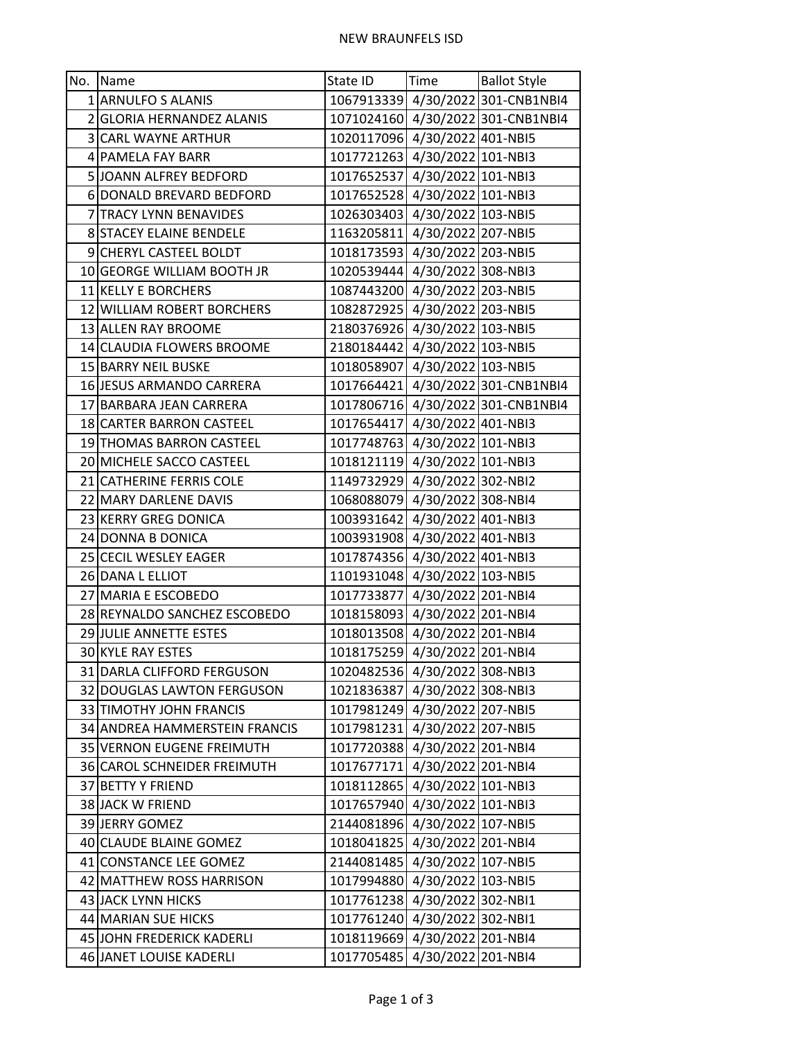NEW BRAUNFELS ISD

| No. | Name | State ID | Time | Ballot Style |
|---|---|---|---|---|
| 1 | ARNULFO S ALANIS | 1067913339 | 4/30/2022 | 301-CNB1NBI4 |
| 2 | GLORIA HERNANDEZ ALANIS | 1071024160 | 4/30/2022 | 301-CNB1NBI4 |
| 3 | CARL WAYNE ARTHUR | 1020117096 | 4/30/2022 | 401-NBI5 |
| 4 | PAMELA FAY BARR | 1017721263 | 4/30/2022 | 101-NBI3 |
| 5 | JOANN ALFREY BEDFORD | 1017652537 | 4/30/2022 | 101-NBI3 |
| 6 | DONALD BREVARD BEDFORD | 1017652528 | 4/30/2022 | 101-NBI3 |
| 7 | TRACY LYNN BENAVIDES | 1026303403 | 4/30/2022 | 103-NBI5 |
| 8 | STACEY ELAINE BENDELE | 1163205811 | 4/30/2022 | 207-NBI5 |
| 9 | CHERYL CASTEEL BOLDT | 1018173593 | 4/30/2022 | 203-NBI5 |
| 10 | GEORGE WILLIAM BOOTH JR | 1020539444 | 4/30/2022 | 308-NBI3 |
| 11 | KELLY E BORCHERS | 1087443200 | 4/30/2022 | 203-NBI5 |
| 12 | WILLIAM ROBERT BORCHERS | 1082872925 | 4/30/2022 | 203-NBI5 |
| 13 | ALLEN RAY BROOME | 2180376926 | 4/30/2022 | 103-NBI5 |
| 14 | CLAUDIA FLOWERS BROOME | 2180184442 | 4/30/2022 | 103-NBI5 |
| 15 | BARRY NEIL BUSKE | 1018058907 | 4/30/2022 | 103-NBI5 |
| 16 | JESUS ARMANDO CARRERA | 1017664421 | 4/30/2022 | 301-CNB1NBI4 |
| 17 | BARBARA JEAN CARRERA | 1017806716 | 4/30/2022 | 301-CNB1NBI4 |
| 18 | CARTER BARRON CASTEEL | 1017654417 | 4/30/2022 | 401-NBI3 |
| 19 | THOMAS BARRON CASTEEL | 1017748763 | 4/30/2022 | 101-NBI3 |
| 20 | MICHELE SACCO CASTEEL | 1018121119 | 4/30/2022 | 101-NBI3 |
| 21 | CATHERINE FERRIS COLE | 1149732929 | 4/30/2022 | 302-NBI2 |
| 22 | MARY DARLENE DAVIS | 1068088079 | 4/30/2022 | 308-NBI4 |
| 23 | KERRY GREG DONICA | 1003931642 | 4/30/2022 | 401-NBI3 |
| 24 | DONNA B DONICA | 1003931908 | 4/30/2022 | 401-NBI3 |
| 25 | CECIL WESLEY EAGER | 1017874356 | 4/30/2022 | 401-NBI3 |
| 26 | DANA L ELLIOT | 1101931048 | 4/30/2022 | 103-NBI5 |
| 27 | MARIA E ESCOBEDO | 1017733877 | 4/30/2022 | 201-NBI4 |
| 28 | REYNALDO SANCHEZ ESCOBEDO | 1018158093 | 4/30/2022 | 201-NBI4 |
| 29 | JULIE ANNETTE ESTES | 1018013508 | 4/30/2022 | 201-NBI4 |
| 30 | KYLE RAY ESTES | 1018175259 | 4/30/2022 | 201-NBI4 |
| 31 | DARLA CLIFFORD FERGUSON | 1020482536 | 4/30/2022 | 308-NBI3 |
| 32 | DOUGLAS LAWTON FERGUSON | 1021836387 | 4/30/2022 | 308-NBI3 |
| 33 | TIMOTHY JOHN FRANCIS | 1017981249 | 4/30/2022 | 207-NBI5 |
| 34 | ANDREA HAMMERSTEIN FRANCIS | 1017981231 | 4/30/2022 | 207-NBI5 |
| 35 | VERNON EUGENE FREIMUTH | 1017720388 | 4/30/2022 | 201-NBI4 |
| 36 | CAROL SCHNEIDER FREIMUTH | 1017677171 | 4/30/2022 | 201-NBI4 |
| 37 | BETTY Y FRIEND | 1018112865 | 4/30/2022 | 101-NBI3 |
| 38 | JACK W FRIEND | 1017657940 | 4/30/2022 | 101-NBI3 |
| 39 | JERRY GOMEZ | 2144081896 | 4/30/2022 | 107-NBI5 |
| 40 | CLAUDE BLAINE GOMEZ | 1018041825 | 4/30/2022 | 201-NBI4 |
| 41 | CONSTANCE LEE GOMEZ | 2144081485 | 4/30/2022 | 107-NBI5 |
| 42 | MATTHEW ROSS HARRISON | 1017994880 | 4/30/2022 | 103-NBI5 |
| 43 | JACK LYNN HICKS | 1017761238 | 4/30/2022 | 302-NBI1 |
| 44 | MARIAN SUE HICKS | 1017761240 | 4/30/2022 | 302-NBI1 |
| 45 | JOHN FREDERICK KADERLI | 1018119669 | 4/30/2022 | 201-NBI4 |
| 46 | JANET LOUISE KADERLI | 1017705485 | 4/30/2022 | 201-NBI4 |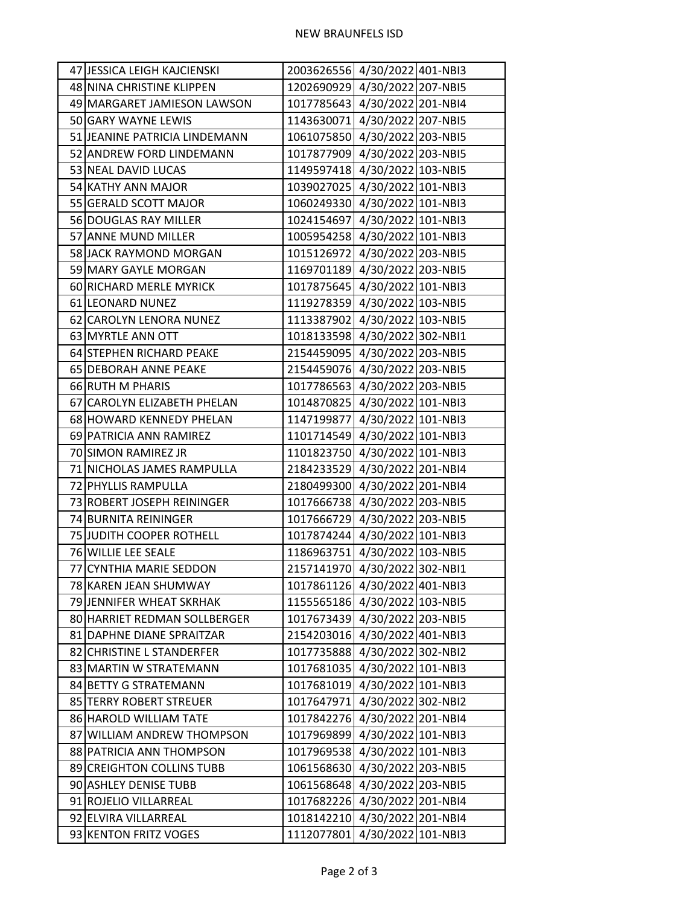NEW BRAUNFELS ISD

| | | | | | |
|---|---|---|---|---|---|
| 47 | JESSICA LEIGH KAJCIENSKI | 2003626556 | 4/30/2022 | 401-NBI3 | |
| 48 | NINA CHRISTINE KLIPPEN | 1202690929 | 4/30/2022 | 207-NBI5 | |
| 49 | MARGARET JAMIESON LAWSON | 1017785643 | 4/30/2022 | 201-NBI4 | |
| 50 | GARY WAYNE LEWIS | 1143630071 | 4/30/2022 | 207-NBI5 | |
| 51 | JEANINE PATRICIA LINDEMANN | 1061075850 | 4/30/2022 | 203-NBI5 | |
| 52 | ANDREW FORD LINDEMANN | 1017877909 | 4/30/2022 | 203-NBI5 | |
| 53 | NEAL DAVID LUCAS | 1149597418 | 4/30/2022 | 103-NBI5 | |
| 54 | KATHY ANN MAJOR | 1039027025 | 4/30/2022 | 101-NBI3 | |
| 55 | GERALD SCOTT MAJOR | 1060249330 | 4/30/2022 | 101-NBI3 | |
| 56 | DOUGLAS RAY MILLER | 1024154697 | 4/30/2022 | 101-NBI3 | |
| 57 | ANNE MUND MILLER | 1005954258 | 4/30/2022 | 101-NBI3 | |
| 58 | JACK RAYMOND MORGAN | 1015126972 | 4/30/2022 | 203-NBI5 | |
| 59 | MARY GAYLE MORGAN | 1169701189 | 4/30/2022 | 203-NBI5 | |
| 60 | RICHARD MERLE MYRICK | 1017875645 | 4/30/2022 | 101-NBI3 | |
| 61 | LEONARD NUNEZ | 1119278359 | 4/30/2022 | 103-NBI5 | |
| 62 | CAROLYN LENORA NUNEZ | 1113387902 | 4/30/2022 | 103-NBI5 | |
| 63 | MYRTLE ANN OTT | 1018133598 | 4/30/2022 | 302-NBI1 | |
| 64 | STEPHEN RICHARD PEAKE | 2154459095 | 4/30/2022 | 203-NBI5 | |
| 65 | DEBORAH ANNE PEAKE | 2154459076 | 4/30/2022 | 203-NBI5 | |
| 66 | RUTH M PHARIS | 1017786563 | 4/30/2022 | 203-NBI5 | |
| 67 | CAROLYN ELIZABETH PHELAN | 1014870825 | 4/30/2022 | 101-NBI3 | |
| 68 | HOWARD KENNEDY PHELAN | 1147199877 | 4/30/2022 | 101-NBI3 | |
| 69 | PATRICIA ANN RAMIREZ | 1101714549 | 4/30/2022 | 101-NBI3 | |
| 70 | SIMON RAMIREZ JR | 1101823750 | 4/30/2022 | 101-NBI3 | |
| 71 | NICHOLAS JAMES RAMPULLA | 2184233529 | 4/30/2022 | 201-NBI4 | |
| 72 | PHYLLIS RAMPULLA | 2180499300 | 4/30/2022 | 201-NBI4 | |
| 73 | ROBERT JOSEPH REININGER | 1017666738 | 4/30/2022 | 203-NBI5 | |
| 74 | BURNITA REININGER | 1017666729 | 4/30/2022 | 203-NBI5 | |
| 75 | JUDITH COOPER ROTHELL | 1017874244 | 4/30/2022 | 101-NBI3 | |
| 76 | WILLIE LEE SEALE | 1186963751 | 4/30/2022 | 103-NBI5 | |
| 77 | CYNTHIA MARIE SEDDON | 2157141970 | 4/30/2022 | 302-NBI1 | |
| 78 | KAREN JEAN SHUMWAY | 1017861126 | 4/30/2022 | 401-NBI3 | |
| 79 | JENNIFER WHEAT SKRHAK | 1155565186 | 4/30/2022 | 103-NBI5 | |
| 80 | HARRIET REDMAN SOLLBERGER | 1017673439 | 4/30/2022 | 203-NBI5 | |
| 81 | DAPHNE DIANE SPRAITZAR | 2154203016 | 4/30/2022 | 401-NBI3 | |
| 82 | CHRISTINE L STANDERFER | 1017735888 | 4/30/2022 | 302-NBI2 | |
| 83 | MARTIN W STRATEMANN | 1017681035 | 4/30/2022 | 101-NBI3 | |
| 84 | BETTY G STRATEMANN | 1017681019 | 4/30/2022 | 101-NBI3 | |
| 85 | TERRY ROBERT STREUER | 1017647971 | 4/30/2022 | 302-NBI2 | |
| 86 | HAROLD WILLIAM TATE | 1017842276 | 4/30/2022 | 201-NBI4 | |
| 87 | WILLIAM ANDREW THOMPSON | 1017969899 | 4/30/2022 | 101-NBI3 | |
| 88 | PATRICIA ANN THOMPSON | 1017969538 | 4/30/2022 | 101-NBI3 | |
| 89 | CREIGHTON COLLINS TUBB | 1061568630 | 4/30/2022 | 203-NBI5 | |
| 90 | ASHLEY DENISE TUBB | 1061568648 | 4/30/2022 | 203-NBI5 | |
| 91 | ROJELIO VILLARREAL | 1017682226 | 4/30/2022 | 201-NBI4 | |
| 92 | ELVIRA VILLARREAL | 1018142210 | 4/30/2022 | 201-NBI4 | |
| 93 | KENTON FRITZ VOGES | 1112077801 | 4/30/2022 | 101-NBI3 | |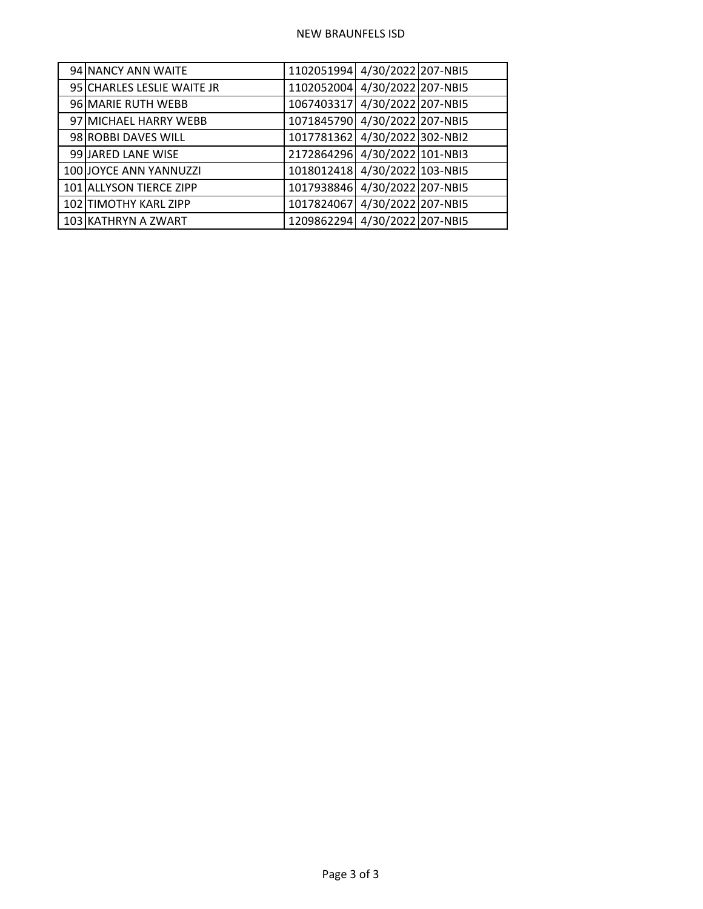| | | | | |
|---|---|---|---|---|
| 94 | NANCY ANN WAITE | 1102051994 | 4/30/2022 | 207-NBI5 |
| 95 | CHARLES LESLIE WAITE JR | 1102052004 | 4/30/2022 | 207-NBI5 |
| 96 | MARIE RUTH WEBB | 1067403317 | 4/30/2022 | 207-NBI5 |
| 97 | MICHAEL HARRY WEBB | 1071845790 | 4/30/2022 | 207-NBI5 |
| 98 | ROBBI DAVES WILL | 1017781362 | 4/30/2022 | 302-NBI2 |
| 99 | JARED LANE WISE | 2172864296 | 4/30/2022 | 101-NBI3 |
| 100 | JOYCE ANN YANNUZZI | 1018012418 | 4/30/2022 | 103-NBI5 |
| 101 | ALLYSON TIERCE ZIPP | 1017938846 | 4/30/2022 | 207-NBI5 |
| 102 | TIMOTHY KARL ZIPP | 1017824067 | 4/30/2022 | 207-NBI5 |
| 103 | KATHRYN A ZWART | 1209862294 | 4/30/2022 | 207-NBI5 |